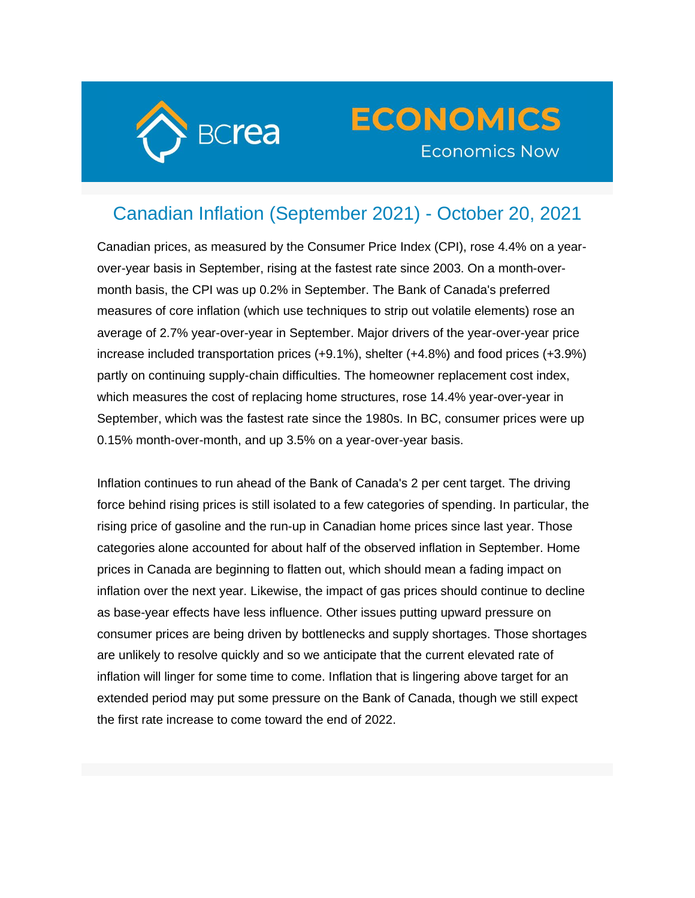BCrea

# ECONOMICS

Economics Now

## Canadian Inflation (September 2021) - October 20, 2021

Canadian prices, as measured by the Consumer Price Index (CPI), rose 4.4% on a year-over-year basis in September, rising at the fastest rate since 2003. On a month-over-month basis, the CPI was up 0.2% in September. The Bank of Canada's preferred measures of core inflation (which use techniques to strip out volatile elements) rose an average of 2.7% year-over-year in September. Major drivers of the year-over-year price increase included transportation prices (+9.1%), shelter (+4.8%) and food prices (+3.9%) partly on continuing supply-chain difficulties. The homeowner replacement cost index, which measures the cost of replacing home structures, rose 14.4% year-over-year in September, which was the fastest rate since the 1980s. In BC, consumer prices were up 0.15% month-over-month, and up 3.5% on a year-over-year basis.

Inflation continues to run ahead of the Bank of Canada's 2 per cent target. The driving force behind rising prices is still isolated to a few categories of spending. In particular, the rising price of gasoline and the run-up in Canadian home prices since last year. Those categories alone accounted for about half of the observed inflation in September. Home prices in Canada are beginning to flatten out, which should mean a fading impact on inflation over the next year. Likewise, the impact of gas prices should continue to decline as base-year effects have less influence. Other issues putting upward pressure on consumer prices are being driven by bottlenecks and supply shortages. Those shortages are unlikely to resolve quickly and so we anticipate that the current elevated rate of inflation will linger for some time to come. Inflation that is lingering above target for an extended period may put some pressure on the Bank of Canada, though we still expect the first rate increase to come toward the end of 2022.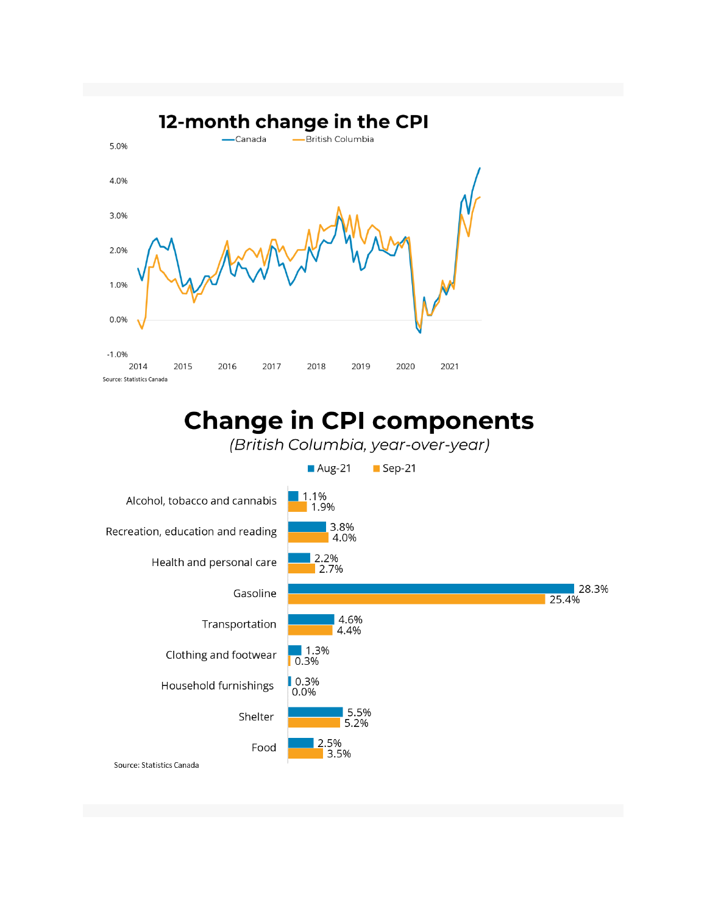## 12-month change in the CPI

Canada
British Columbia

5.0%
4.0%
3.0%
2.0%
1.0%
0.0%
-1.0%

2014 2015 2016 2017 2018 2019 2020 2021

Source: Statistics Canada

## Change in CPI components

*(British Columbia, year-over-year)*

Aug-21
Sep-21

Alcohol, tobacco and cannabis 1.1% 1.9%
Recreation, education and reading 3.8% 4.0%
Health and personal care 2.2% 2.7%
Gasoline 28.3% 25.4%
Transportation 4.6% 4.4%
Clothing and footwear 1.3% 0.3%
Household furnishings 0.3% 0.0%
Shelter 5.5% 5.2%
Food 2.5% 3.5%

Source: Statistics Canada